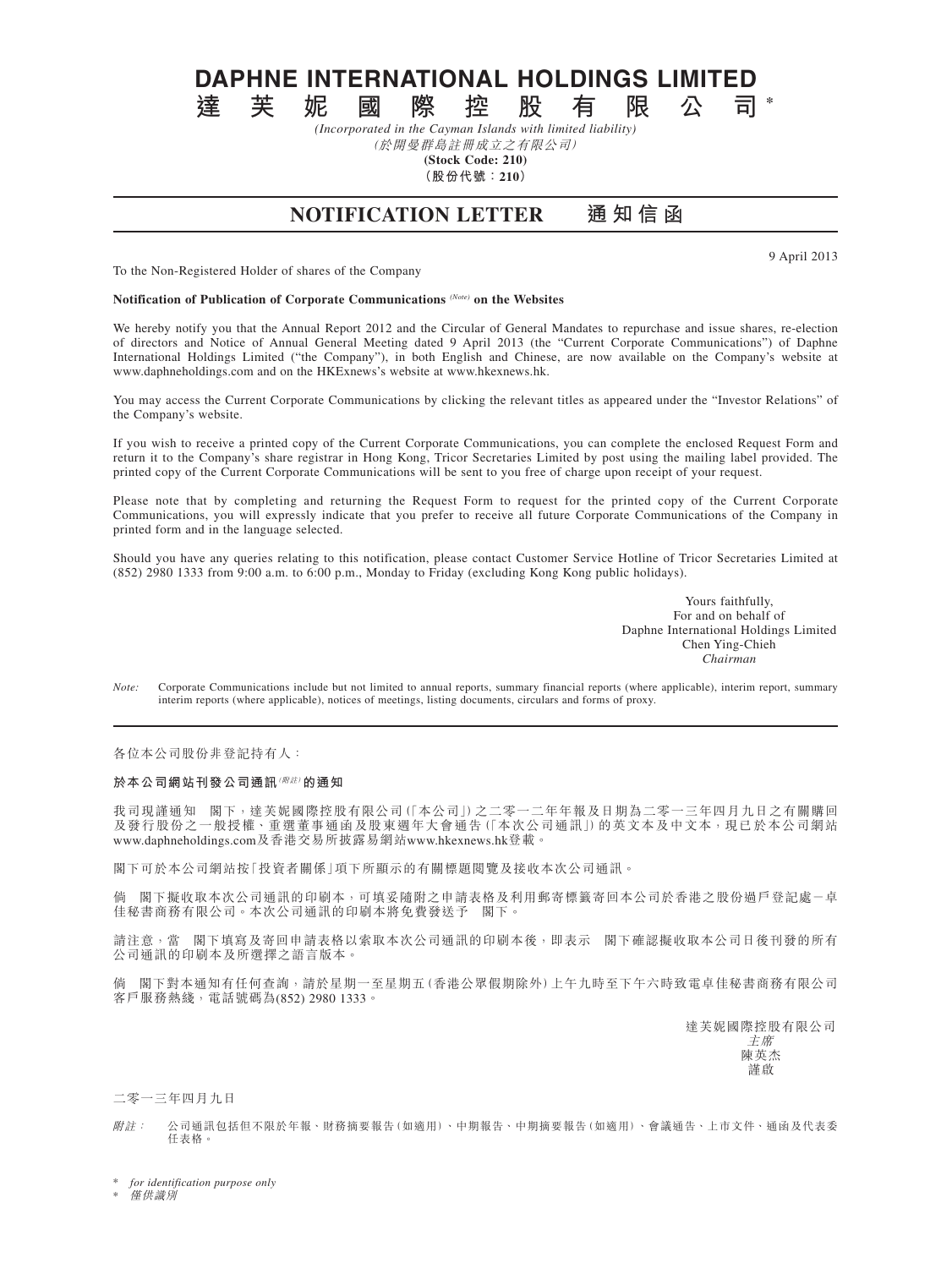# DAPHNE INTERNATIONAL HOLDINGS LIMITED

# 達芙妮國際控股有限公司*

*(Incorporated in the Cayman Islands with limited liability)*

*(於開曼群島註冊成立之有限公司)*

**(Stock Code: 210)**

**(股份代號：210)**

## NOTIFICATION LETTER　通知信函

9 April 2013

To the Non-Registered Holder of shares of the Company

**Notification of Publication of Corporate Communications** *(Note)* **on the Websites**

We hereby notify you that the Annual Report 2012 and the Circular of General Mandates to repurchase and issue shares, re-election of directors and Notice of Annual General Meeting dated 9 April 2013 (the "Current Corporate Communications") of Daphne International Holdings Limited ("the Company"), in both English and Chinese, are now available on the Company's website at www.daphneholdings.com and on the HKExnews's website at www.hkexnews.hk.

You may access the Current Corporate Communications by clicking the relevant titles as appeared under the "Investor Relations" of the Company's website.

If you wish to receive a printed copy of the Current Corporate Communications, you can complete the enclosed Request Form and return it to the Company's share registrar in Hong Kong, Tricor Secretaries Limited by post using the mailing label provided. The printed copy of the Current Corporate Communications will be sent to you free of charge upon receipt of your request.

Please note that by completing and returning the Request Form to request for the printed copy of the Current Corporate Communications, you will expressly indicate that you prefer to receive all future Corporate Communications of the Company in printed form and in the language selected.

Should you have any queries relating to this notification, please contact Customer Service Hotline of Tricor Secretaries Limited at (852) 2980 1333 from 9:00 a.m. to 6:00 p.m., Monday to Friday (excluding Kong Kong public holidays).

Yours faithfully,
For and on behalf of
Daphne International Holdings Limited
Chen Ying-Chieh
*Chairman*

*Note:* Corporate Communications include but not limited to annual reports, summary financial reports (where applicable), interim report, summary interim reports (where applicable), notices of meetings, listing documents, circulars and forms of proxy.

---

各位本公司股份非登記持有人：

**於本公司網站刊發公司通訊** *(附註)* **的通知**

我司現謹通知　閣下，達芙妮國際控股有限公司(「本公司」)之二零一二年年報及日期為二零一三年四月九日之有關購回及發行股份之一般授權、重選董事通函及股東週年大會通告(「本次公司通訊」)的英文本及中文本，現已於本公司網站www.daphneholdings.com及香港交易所披露易網站www.hkexnews.hk登載。

閣下可於本公司網站按「投資者關係」項下所顯示的有關標題閱覽及接收本次公司通訊。

倘　閣下擬收取本次公司通訊的印刷本，可填妥隨附之申請表格及利用郵寄標籤寄回本公司於香港之股份過戶登記處－卓佳秘書商務有限公司。本次公司通訊的印刷本將免費發送予　閣下。

請注意，當　閣下填寫及寄回申請表格以索取本次公司通訊的印刷本後，即表示　閣下確認擬收取本公司日後刊發的所有公司通訊的印刷本及所選擇之語言版本。

倘　閣下對本通知有任何查詢，請於星期一至星期五(香港公眾假期除外)上午九時至下午六時致電卓佳秘書商務有限公司客戶服務熱綫，電話號碼為(852) 2980 1333。

達芙妮國際控股有限公司
*主席*
陳英杰
謹啟

二零一三年四月九日

*附註：* 公司通訊包括但不限於年報、財務摘要報告(如適用)、中期報告、中期摘要報告(如適用)、會議通告、上市文件、通函及代表委任表格。

\* *for identification purpose only*

\* *僅供識別*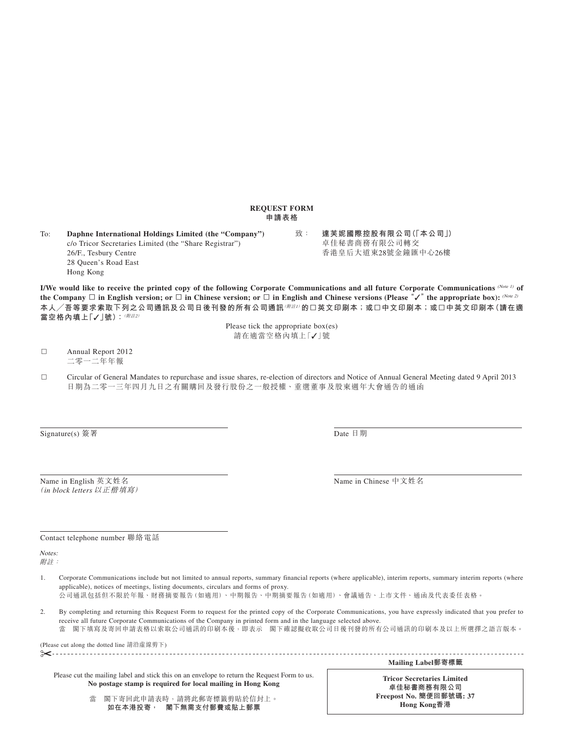# REQUEST FORM
# 申請表格

To: **Daphne International Holdings Limited (the "Company")**
c/o Tricor Secretaries Limited (the "Share Registrar")
26/F., Tesbury Centre
28 Queen's Road East
Hong Kong

致： **達芙妮國際控股有限公司(「本公司」)**
卓佳秘書商務有限公司轉交
香港皇后大道東28號金鐘匯中心26樓

**I/We would like to receive the printed copy of the following Corporate Communications and all future Corporate Communications** *(Note 1)* **of the Company □ in English version; or □ in Chinese version; or □ in English and Chinese versions (Please "✓" the appropriate box):** *(Note 2)*

**本人／吾等要求索取下列之公司通訊及公司日後刊發的所有公司通訊** *(附註1)* **的□英文印刷本；或□中文印刷本；或□中英文印刷本(請在適當空格內填上「✓」號)：** *(附註2)*

Please tick the appropriate box(es)
請在適當空格內填上「✓」號

□ Annual Report 2012
二零一二年年報

□ Circular of General Mandates to repurchase and issue shares, re-election of directors and Notice of Annual General Meeting dated 9 April 2013
日期為二零一三年四月九日之有關購回及發行股份之一般授權、重選董事及股東週年大會通告的通函

Signature(s) 簽署 ____________________

Date 日期 ____________________

Name in English 英文姓名 ____________________
*(in block letters 以正楷填寫)*

Name in Chinese 中文姓名 ____________________

Contact telephone number 聯絡電話 ____________________

*Notes:*
*附註：*

1. Corporate Communications include but not limited to annual reports, summary financial reports (where applicable), interim reports, summary interim reports (where applicable), notices of meetings, listing documents, circulars and forms of proxy.
公司通訊包括但不限於年報、財務摘要報告(如適用)、中期報告、中期摘要報告(如適用)、會議通告、上市文件、通函及代表委任表格。

2. By completing and returning this Request Form to request for the printed copy of the Corporate Communications, you have expressly indicated that you prefer to receive all future Corporate Communications of the Company in printed form and in the language selected above.
當 閣下填寫及寄回申請表格以索取公司通訊的印刷本後，即表示 閣下確認擬收取公司日後刊發的所有公司通訊的印刷本及以上所選擇之語言版本。

(Please cut along the dotted line 請沿虛線剪下)

Please cut the mailing label and stick this on an envelope to return the Request Form to us.
**No postage stamp is required for local mailing in Hong Kong**

當 閣下寄回此申請表時，請將此郵寄標籤剪貼於信封上。
**如在本港投寄， 閣下無需支付郵費或貼上郵票**

**Mailing Label郵寄標籤**

**Tricor Secretaries Limited**
**卓佳秘書商務有限公司**
**Freepost No. 簡便回郵號碼: 37**
**Hong Kong香港**